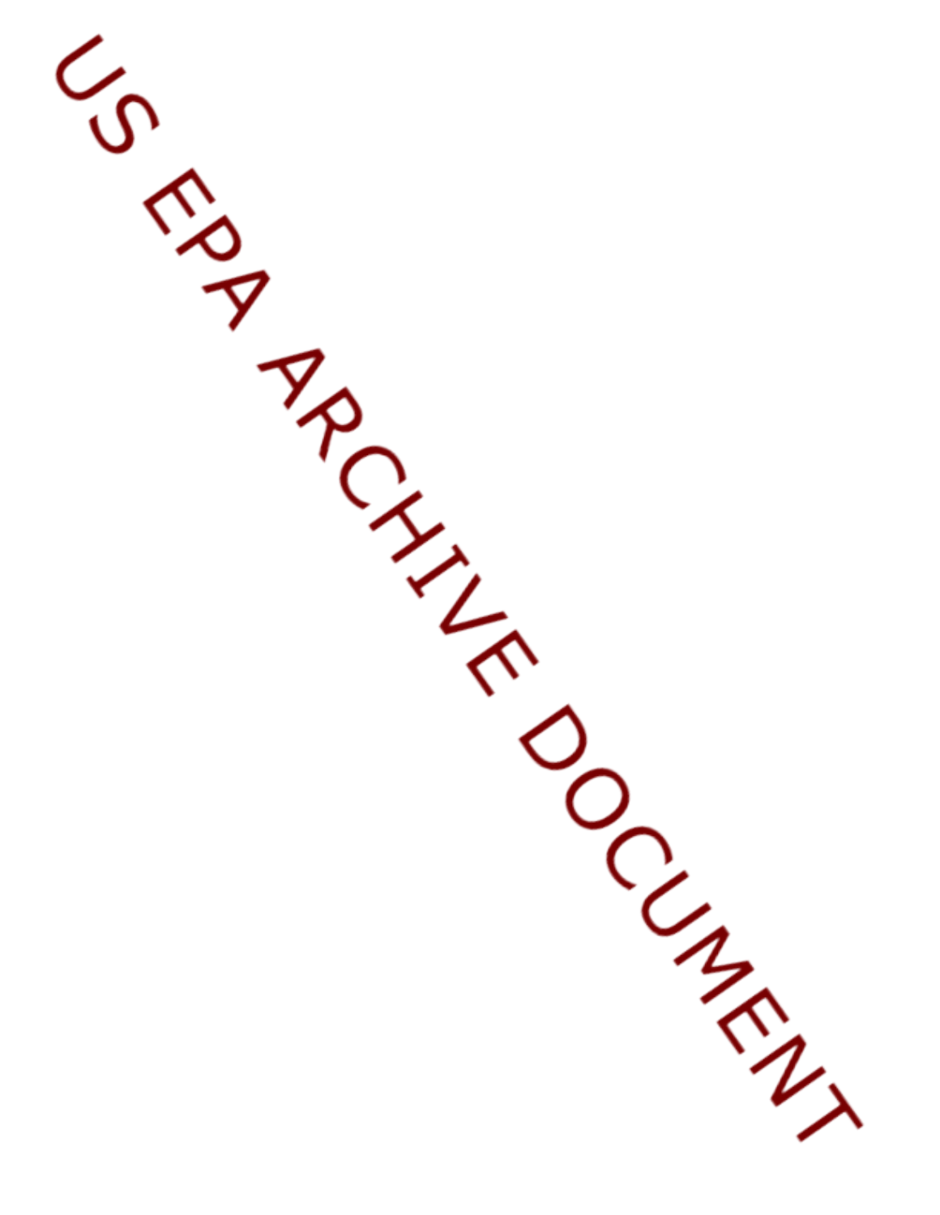US EPA ARCHIVE DOCUMENT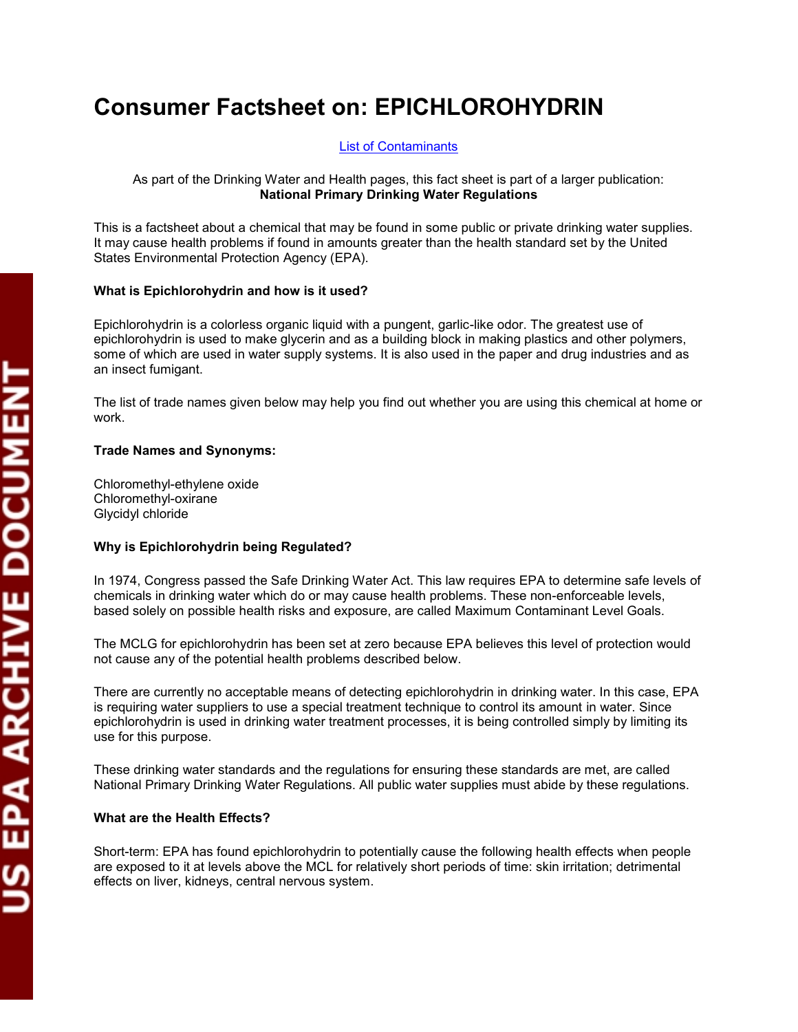# Consumer Factsheet on: EPICHLOROHYDRIN

List of Contaminants

As part of the Drinking Water and Health pages, this fact sheet is part of a larger publication:
**National Primary Drinking Water Regulations**

This is a factsheet about a chemical that may be found in some public or private drinking water supplies. It may cause health problems if found in amounts greater than the health standard set by the United States Environmental Protection Agency (EPA).

**What is Epichlorohydrin and how is it used?**

Epichlorohydrin is a colorless organic liquid with a pungent, garlic-like odor. The greatest use of epichlorohydrin is used to make glycerin and as a building block in making plastics and other polymers, some of which are used in water supply systems. It is also used in the paper and drug industries and as an insect fumigant.

The list of trade names given below may help you find out whether you are using this chemical at home or work.

**Trade Names and Synonyms:**

Chloromethyl-ethylene oxide
Chloromethyl-oxirane
Glycidyl chloride

**Why is Epichlorohydrin being Regulated?**

In 1974, Congress passed the Safe Drinking Water Act. This law requires EPA to determine safe levels of chemicals in drinking water which do or may cause health problems. These non-enforceable levels, based solely on possible health risks and exposure, are called Maximum Contaminant Level Goals.

The MCLG for epichlorohydrin has been set at zero because EPA believes this level of protection would not cause any of the potential health problems described below.

There are currently no acceptable means of detecting epichlorohydrin in drinking water. In this case, EPA is requiring water suppliers to use a special treatment technique to control its amount in water. Since epichlorohydrin is used in drinking water treatment processes, it is being controlled simply by limiting its use for this purpose.

These drinking water standards and the regulations for ensuring these standards are met, are called National Primary Drinking Water Regulations. All public water supplies must abide by these regulations.

**What are the Health Effects?**

Short-term: EPA has found epichlorohydrin to potentially cause the following health effects when people are exposed to it at levels above the MCL for relatively short periods of time: skin irritation; detrimental effects on liver, kidneys, central nervous system.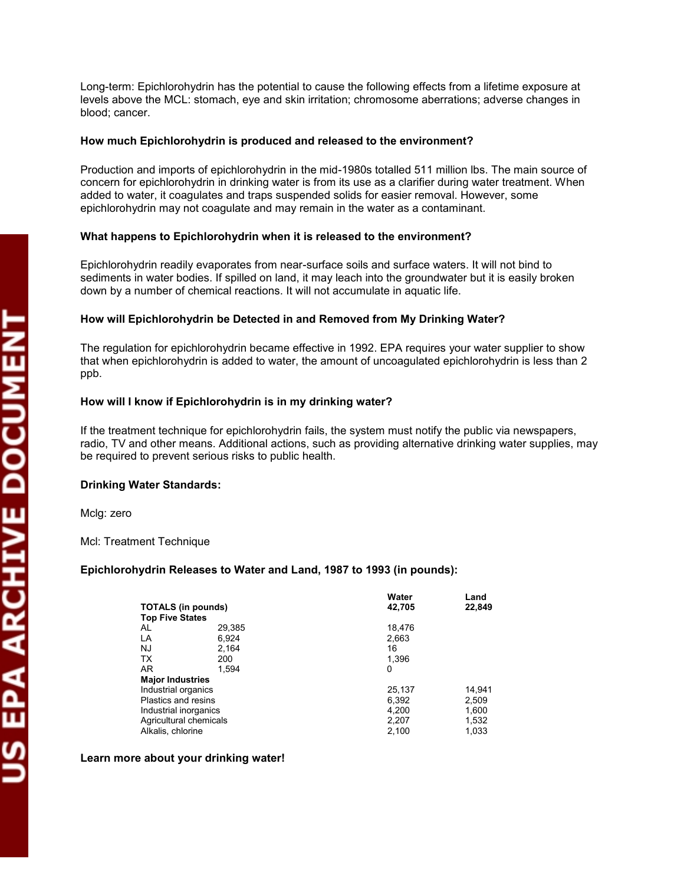Long-term: Epichlorohydrin has the potential to cause the following effects from a lifetime exposure at levels above the MCL: stomach, eye and skin irritation; chromosome aberrations; adverse changes in blood; cancer.

**How much Epichlorohydrin is produced and released to the environment?**

Production and imports of epichlorohydrin in the mid-1980s totalled 511 million lbs. The main source of concern for epichlorohydrin in drinking water is from its use as a clarifier during water treatment. When added to water, it coagulates and traps suspended solids for easier removal. However, some epichlorohydrin may not coagulate and may remain in the water as a contaminant.

**What happens to Epichlorohydrin when it is released to the environment?**

Epichlorohydrin readily evaporates from near-surface soils and surface waters. It will not bind to sediments in water bodies. If spilled on land, it may leach into the groundwater but it is easily broken down by a number of chemical reactions. It will not accumulate in aquatic life.

**How will Epichlorohydrin be Detected in and Removed from My Drinking Water?**

The regulation for epichlorohydrin became effective in 1992. EPA requires your water supplier to show that when epichlorohydrin is added to water, the amount of uncoagulated epichlorohydrin is less than 2 ppb.

**How will I know if Epichlorohydrin is in my drinking water?**

If the treatment technique for epichlorohydrin fails, the system must notify the public via newspapers, radio, TV and other means. Additional actions, such as providing alternative drinking water supplies, may be required to prevent serious risks to public health.

**Drinking Water Standards:**

Mclg: zero

Mcl: Treatment Technique

**Epichlorohydrin Releases to Water and Land, 1987 to 1993 (in pounds):**

| | | **Water** | **Land** |
|---|---|---|---|
| **TOTALS (in pounds)** | | **42,705** | **22,849** |
| **Top Five States** | | | |
| AL | 29,385 | 18,476 | |
| LA | 6,924 | 2,663 | |
| NJ | 2,164 | 16 | |
| TX | 200 | 1,396 | |
| AR | 1,594 | 0 | |
| **Major Industries** | | | |
| Industrial organics | | 25,137 | 14,941 |
| Plastics and resins | | 6,392 | 2,509 |
| Industrial inorganics | | 4,200 | 1,600 |
| Agricultural chemicals | | 2,207 | 1,532 |
| Alkalis, chlorine | | 2,100 | 1,033 |

**Learn more about your drinking water!**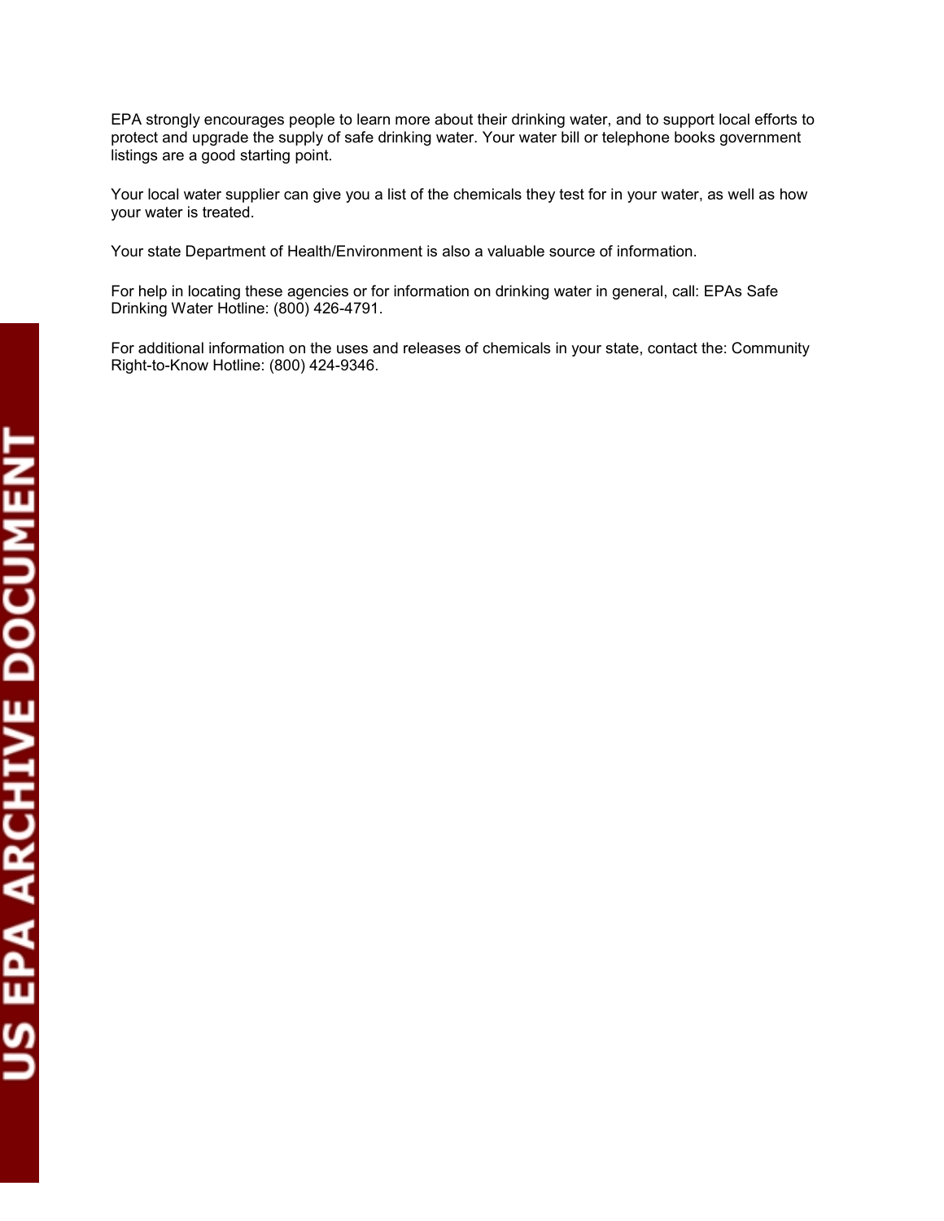EPA strongly encourages people to learn more about their drinking water, and to support local efforts to protect and upgrade the supply of safe drinking water. Your water bill or telephone books government listings are a good starting point.

Your local water supplier can give you a list of the chemicals they test for in your water, as well as how your water is treated.

Your state Department of Health/Environment is also a valuable source of information.

For help in locating these agencies or for information on drinking water in general, call: EPAs Safe Drinking Water Hotline: (800) 426-4791.

For additional information on the uses and releases of chemicals in your state, contact the: Community Right-to-Know Hotline: (800) 424-9346.